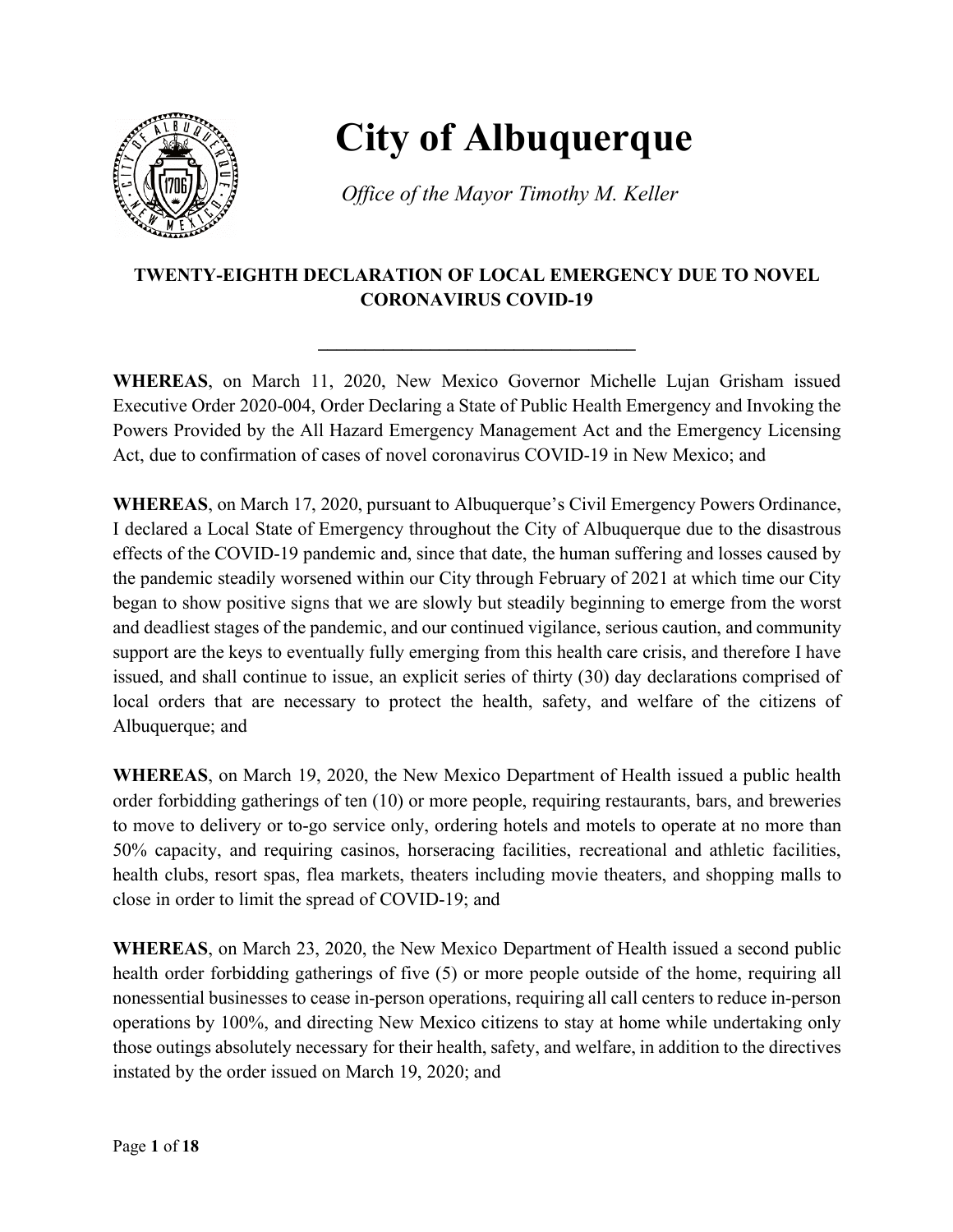# City of Albuquerque

*Office of the Mayor Timothy M. Keller*

## TWENTY-EIGHTH DECLARATION OF LOCAL EMERGENCY DUE TO NOVEL CORONAVIRUS COVID-19

---

**WHEREAS**, on March 11, 2020, New Mexico Governor Michelle Lujan Grisham issued Executive Order 2020-004, Order Declaring a State of Public Health Emergency and Invoking the Powers Provided by the All Hazard Emergency Management Act and the Emergency Licensing Act, due to confirmation of cases of novel coronavirus COVID-19 in New Mexico; and

**WHEREAS**, on March 17, 2020, pursuant to Albuquerque's Civil Emergency Powers Ordinance, I declared a Local State of Emergency throughout the City of Albuquerque due to the disastrous effects of the COVID-19 pandemic and, since that date, the human suffering and losses caused by the pandemic steadily worsened within our City through February of 2021 at which time our City began to show positive signs that we are slowly but steadily beginning to emerge from the worst and deadliest stages of the pandemic, and our continued vigilance, serious caution, and community support are the keys to eventually fully emerging from this health care crisis, and therefore I have issued, and shall continue to issue, an explicit series of thirty (30) day declarations comprised of local orders that are necessary to protect the health, safety, and welfare of the citizens of Albuquerque; and

**WHEREAS**, on March 19, 2020, the New Mexico Department of Health issued a public health order forbidding gatherings of ten (10) or more people, requiring restaurants, bars, and breweries to move to delivery or to-go service only, ordering hotels and motels to operate at no more than 50% capacity, and requiring casinos, horseracing facilities, recreational and athletic facilities, health clubs, resort spas, flea markets, theaters including movie theaters, and shopping malls to close in order to limit the spread of COVID-19; and

**WHEREAS**, on March 23, 2020, the New Mexico Department of Health issued a second public health order forbidding gatherings of five (5) or more people outside of the home, requiring all nonessential businesses to cease in-person operations, requiring all call centers to reduce in-person operations by 100%, and directing New Mexico citizens to stay at home while undertaking only those outings absolutely necessary for their health, safety, and welfare, in addition to the directives instated by the order issued on March 19, 2020; and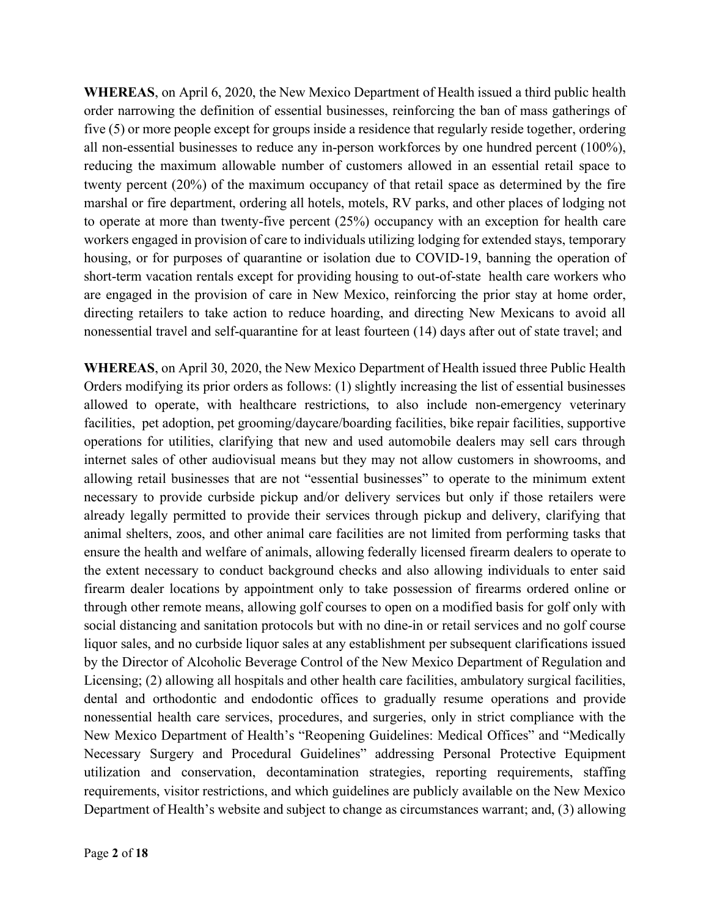**WHEREAS**, on April 6, 2020, the New Mexico Department of Health issued a third public health order narrowing the definition of essential businesses, reinforcing the ban of mass gatherings of five (5) or more people except for groups inside a residence that regularly reside together, ordering all non-essential businesses to reduce any in-person workforces by one hundred percent (100%), reducing the maximum allowable number of customers allowed in an essential retail space to twenty percent (20%) of the maximum occupancy of that retail space as determined by the fire marshal or fire department, ordering all hotels, motels, RV parks, and other places of lodging not to operate at more than twenty-five percent (25%) occupancy with an exception for health care workers engaged in provision of care to individuals utilizing lodging for extended stays, temporary housing, or for purposes of quarantine or isolation due to COVID-19, banning the operation of short-term vacation rentals except for providing housing to out-of-state health care workers who are engaged in the provision of care in New Mexico, reinforcing the prior stay at home order, directing retailers to take action to reduce hoarding, and directing New Mexicans to avoid all nonessential travel and self-quarantine for at least fourteen (14) days after out of state travel; and

**WHEREAS**, on April 30, 2020, the New Mexico Department of Health issued three Public Health Orders modifying its prior orders as follows: (1) slightly increasing the list of essential businesses allowed to operate, with healthcare restrictions, to also include non-emergency veterinary facilities, pet adoption, pet grooming/daycare/boarding facilities, bike repair facilities, supportive operations for utilities, clarifying that new and used automobile dealers may sell cars through internet sales of other audiovisual means but they may not allow customers in showrooms, and allowing retail businesses that are not "essential businesses" to operate to the minimum extent necessary to provide curbside pickup and/or delivery services but only if those retailers were already legally permitted to provide their services through pickup and delivery, clarifying that animal shelters, zoos, and other animal care facilities are not limited from performing tasks that ensure the health and welfare of animals, allowing federally licensed firearm dealers to operate to the extent necessary to conduct background checks and also allowing individuals to enter said firearm dealer locations by appointment only to take possession of firearms ordered online or through other remote means, allowing golf courses to open on a modified basis for golf only with social distancing and sanitation protocols but with no dine-in or retail services and no golf course liquor sales, and no curbside liquor sales at any establishment per subsequent clarifications issued by the Director of Alcoholic Beverage Control of the New Mexico Department of Regulation and Licensing; (2) allowing all hospitals and other health care facilities, ambulatory surgical facilities, dental and orthodontic and endodontic offices to gradually resume operations and provide nonessential health care services, procedures, and surgeries, only in strict compliance with the New Mexico Department of Health's "Reopening Guidelines: Medical Offices" and "Medically Necessary Surgery and Procedural Guidelines" addressing Personal Protective Equipment utilization and conservation, decontamination strategies, reporting requirements, staffing requirements, visitor restrictions, and which guidelines are publicly available on the New Mexico Department of Health's website and subject to change as circumstances warrant; and, (3) allowing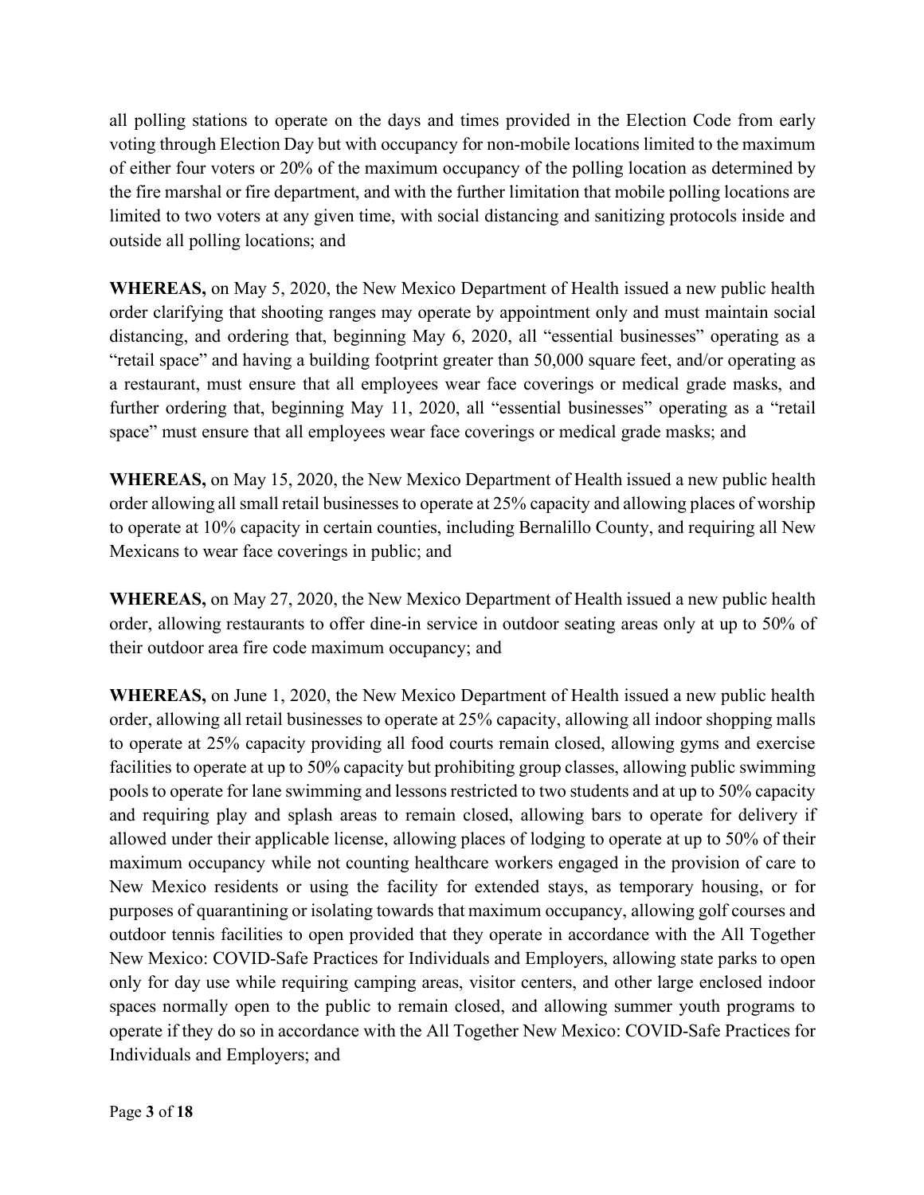all polling stations to operate on the days and times provided in the Election Code from early voting through Election Day but with occupancy for non-mobile locations limited to the maximum of either four voters or 20% of the maximum occupancy of the polling location as determined by the fire marshal or fire department, and with the further limitation that mobile polling locations are limited to two voters at any given time, with social distancing and sanitizing protocols inside and outside all polling locations; and

**WHEREAS,** on May 5, 2020, the New Mexico Department of Health issued a new public health order clarifying that shooting ranges may operate by appointment only and must maintain social distancing, and ordering that, beginning May 6, 2020, all "essential businesses" operating as a "retail space" and having a building footprint greater than 50,000 square feet, and/or operating as a restaurant, must ensure that all employees wear face coverings or medical grade masks, and further ordering that, beginning May 11, 2020, all "essential businesses" operating as a "retail space" must ensure that all employees wear face coverings or medical grade masks; and

**WHEREAS,** on May 15, 2020, the New Mexico Department of Health issued a new public health order allowing all small retail businesses to operate at 25% capacity and allowing places of worship to operate at 10% capacity in certain counties, including Bernalillo County, and requiring all New Mexicans to wear face coverings in public; and

**WHEREAS,** on May 27, 2020, the New Mexico Department of Health issued a new public health order, allowing restaurants to offer dine-in service in outdoor seating areas only at up to 50% of their outdoor area fire code maximum occupancy; and

**WHEREAS,** on June 1, 2020, the New Mexico Department of Health issued a new public health order, allowing all retail businesses to operate at 25% capacity, allowing all indoor shopping malls to operate at 25% capacity providing all food courts remain closed, allowing gyms and exercise facilities to operate at up to 50% capacity but prohibiting group classes, allowing public swimming pools to operate for lane swimming and lessons restricted to two students and at up to 50% capacity and requiring play and splash areas to remain closed, allowing bars to operate for delivery if allowed under their applicable license, allowing places of lodging to operate at up to 50% of their maximum occupancy while not counting healthcare workers engaged in the provision of care to New Mexico residents or using the facility for extended stays, as temporary housing, or for purposes of quarantining or isolating towards that maximum occupancy, allowing golf courses and outdoor tennis facilities to open provided that they operate in accordance with the All Together New Mexico: COVID-Safe Practices for Individuals and Employers, allowing state parks to open only for day use while requiring camping areas, visitor centers, and other large enclosed indoor spaces normally open to the public to remain closed, and allowing summer youth programs to operate if they do so in accordance with the All Together New Mexico: COVID-Safe Practices for Individuals and Employers; and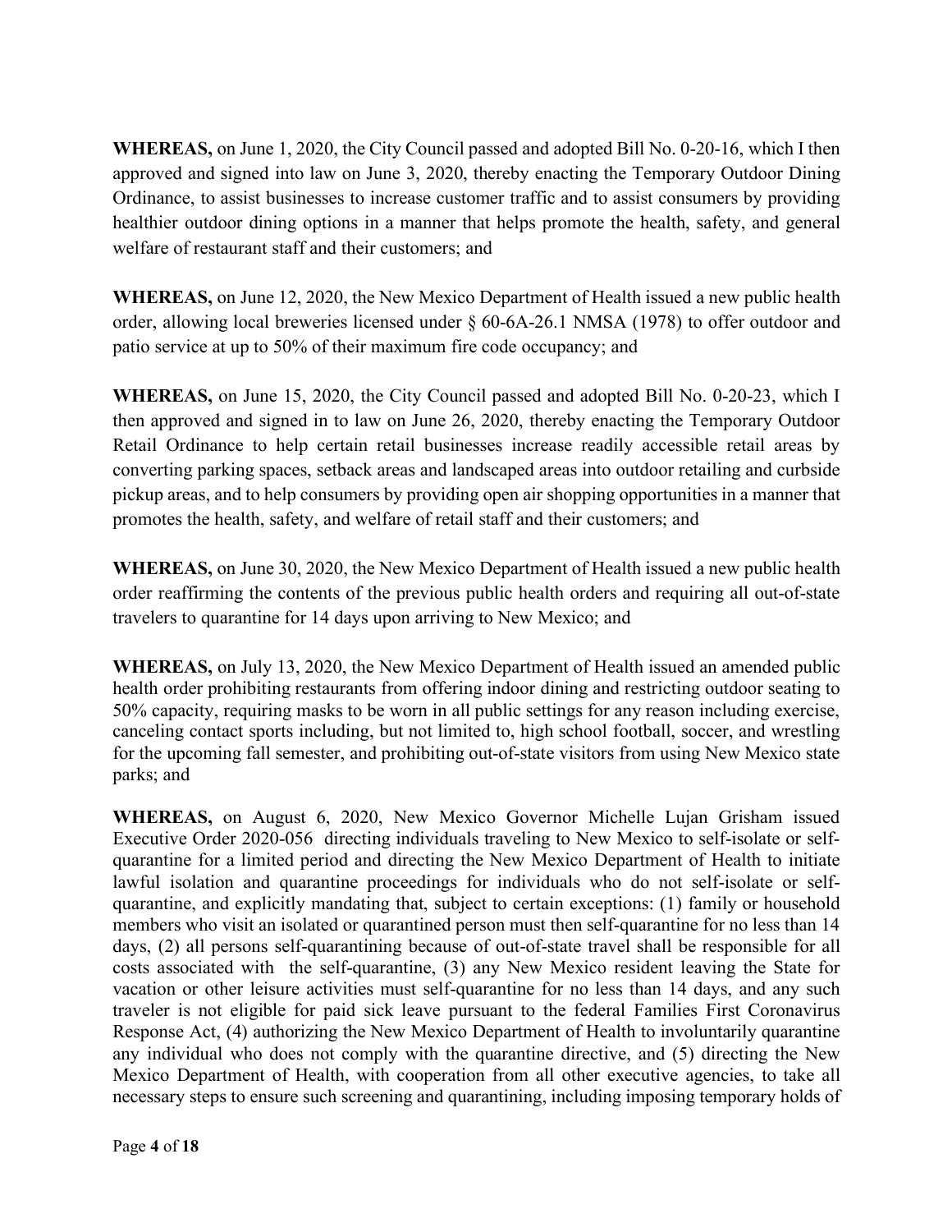**WHEREAS,** on June 1, 2020, the City Council passed and adopted Bill No. 0-20-16, which I then approved and signed into law on June 3, 2020, thereby enacting the Temporary Outdoor Dining Ordinance, to assist businesses to increase customer traffic and to assist consumers by providing healthier outdoor dining options in a manner that helps promote the health, safety, and general welfare of restaurant staff and their customers; and

**WHEREAS,** on June 12, 2020, the New Mexico Department of Health issued a new public health order, allowing local breweries licensed under § 60-6A-26.1 NMSA (1978) to offer outdoor and patio service at up to 50% of their maximum fire code occupancy; and

**WHEREAS,** on June 15, 2020, the City Council passed and adopted Bill No. 0-20-23, which I then approved and signed in to law on June 26, 2020, thereby enacting the Temporary Outdoor Retail Ordinance to help certain retail businesses increase readily accessible retail areas by converting parking spaces, setback areas and landscaped areas into outdoor retailing and curbside pickup areas, and to help consumers by providing open air shopping opportunities in a manner that promotes the health, safety, and welfare of retail staff and their customers; and

**WHEREAS,** on June 30, 2020, the New Mexico Department of Health issued a new public health order reaffirming the contents of the previous public health orders and requiring all out-of-state travelers to quarantine for 14 days upon arriving to New Mexico; and

**WHEREAS,** on July 13, 2020, the New Mexico Department of Health issued an amended public health order prohibiting restaurants from offering indoor dining and restricting outdoor seating to 50% capacity, requiring masks to be worn in all public settings for any reason including exercise, canceling contact sports including, but not limited to, high school football, soccer, and wrestling for the upcoming fall semester, and prohibiting out-of-state visitors from using New Mexico state parks; and

**WHEREAS,** on August 6, 2020, New Mexico Governor Michelle Lujan Grisham issued Executive Order 2020-056 directing individuals traveling to New Mexico to self-isolate or self-quarantine for a limited period and directing the New Mexico Department of Health to initiate lawful isolation and quarantine proceedings for individuals who do not self-isolate or self-quarantine, and explicitly mandating that, subject to certain exceptions: (1) family or household members who visit an isolated or quarantined person must then self-quarantine for no less than 14 days, (2) all persons self-quarantining because of out-of-state travel shall be responsible for all costs associated with the self-quarantine, (3) any New Mexico resident leaving the State for vacation or other leisure activities must self-quarantine for no less than 14 days, and any such traveler is not eligible for paid sick leave pursuant to the federal Families First Coronavirus Response Act, (4) authorizing the New Mexico Department of Health to involuntarily quarantine any individual who does not comply with the quarantine directive, and (5) directing the New Mexico Department of Health, with cooperation from all other executive agencies, to take all necessary steps to ensure such screening and quarantining, including imposing temporary holds of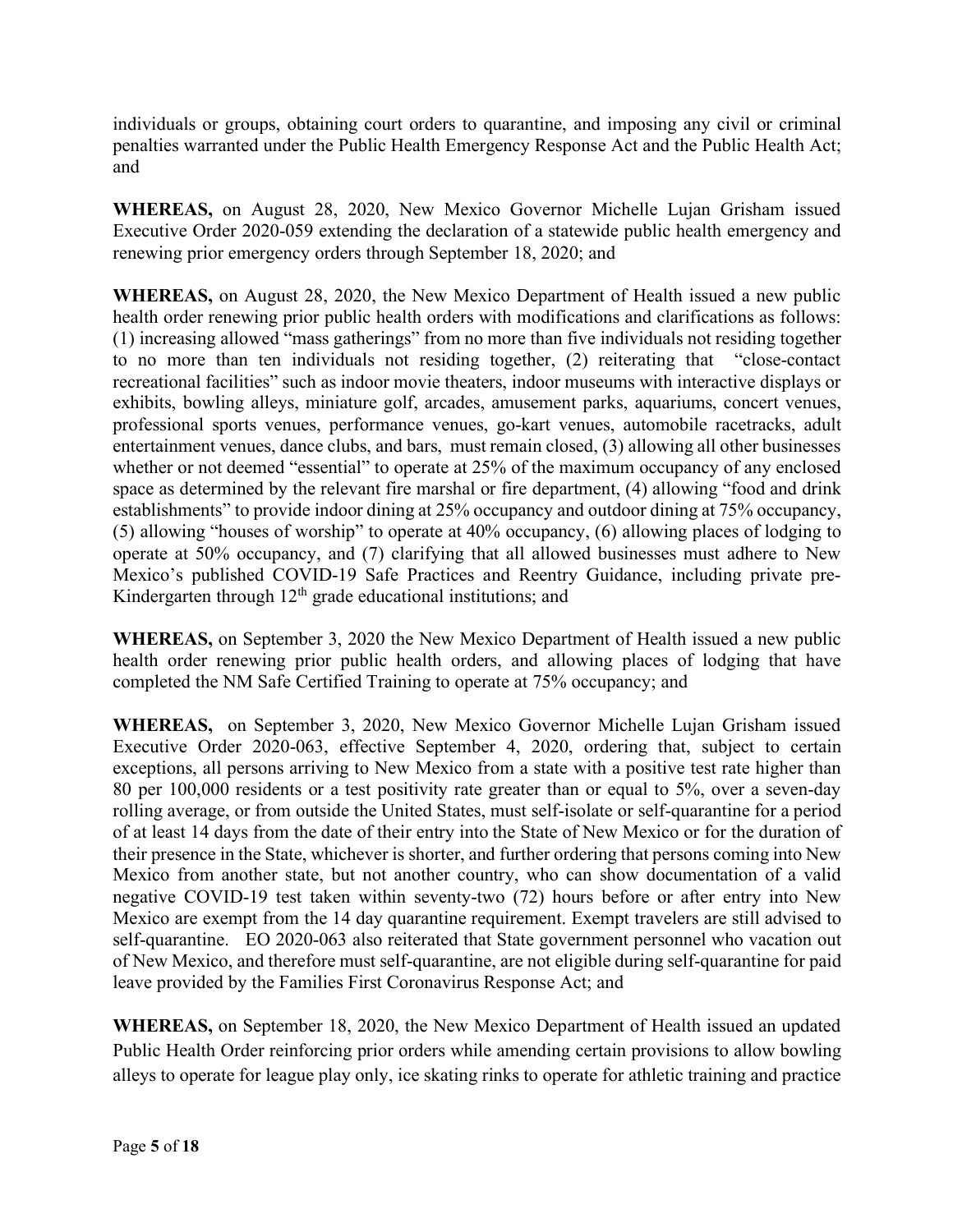individuals or groups, obtaining court orders to quarantine, and imposing any civil or criminal penalties warranted under the Public Health Emergency Response Act and the Public Health Act; and

**WHEREAS,** on August 28, 2020, New Mexico Governor Michelle Lujan Grisham issued Executive Order 2020-059 extending the declaration of a statewide public health emergency and renewing prior emergency orders through September 18, 2020; and

**WHEREAS,** on August 28, 2020, the New Mexico Department of Health issued a new public health order renewing prior public health orders with modifications and clarifications as follows: (1) increasing allowed "mass gatherings" from no more than five individuals not residing together to no more than ten individuals not residing together, (2) reiterating that "close-contact recreational facilities" such as indoor movie theaters, indoor museums with interactive displays or exhibits, bowling alleys, miniature golf, arcades, amusement parks, aquariums, concert venues, professional sports venues, performance venues, go-kart venues, automobile racetracks, adult entertainment venues, dance clubs, and bars, must remain closed, (3) allowing all other businesses whether or not deemed "essential" to operate at 25% of the maximum occupancy of any enclosed space as determined by the relevant fire marshal or fire department, (4) allowing "food and drink establishments" to provide indoor dining at 25% occupancy and outdoor dining at 75% occupancy, (5) allowing "houses of worship" to operate at 40% occupancy, (6) allowing places of lodging to operate at 50% occupancy, and (7) clarifying that all allowed businesses must adhere to New Mexico's published COVID-19 Safe Practices and Reentry Guidance, including private pre-Kindergarten through 12th grade educational institutions; and

**WHEREAS,** on September 3, 2020 the New Mexico Department of Health issued a new public health order renewing prior public health orders, and allowing places of lodging that have completed the NM Safe Certified Training to operate at 75% occupancy; and

**WHEREAS,** on September 3, 2020, New Mexico Governor Michelle Lujan Grisham issued Executive Order 2020-063, effective September 4, 2020, ordering that, subject to certain exceptions, all persons arriving to New Mexico from a state with a positive test rate higher than 80 per 100,000 residents or a test positivity rate greater than or equal to 5%, over a seven-day rolling average, or from outside the United States, must self-isolate or self-quarantine for a period of at least 14 days from the date of their entry into the State of New Mexico or for the duration of their presence in the State, whichever is shorter, and further ordering that persons coming into New Mexico from another state, but not another country, who can show documentation of a valid negative COVID-19 test taken within seventy-two (72) hours before or after entry into New Mexico are exempt from the 14 day quarantine requirement. Exempt travelers are still advised to self-quarantine. EO 2020-063 also reiterated that State government personnel who vacation out of New Mexico, and therefore must self-quarantine, are not eligible during self-quarantine for paid leave provided by the Families First Coronavirus Response Act; and

**WHEREAS,** on September 18, 2020, the New Mexico Department of Health issued an updated Public Health Order reinforcing prior orders while amending certain provisions to allow bowling alleys to operate for league play only, ice skating rinks to operate for athletic training and practice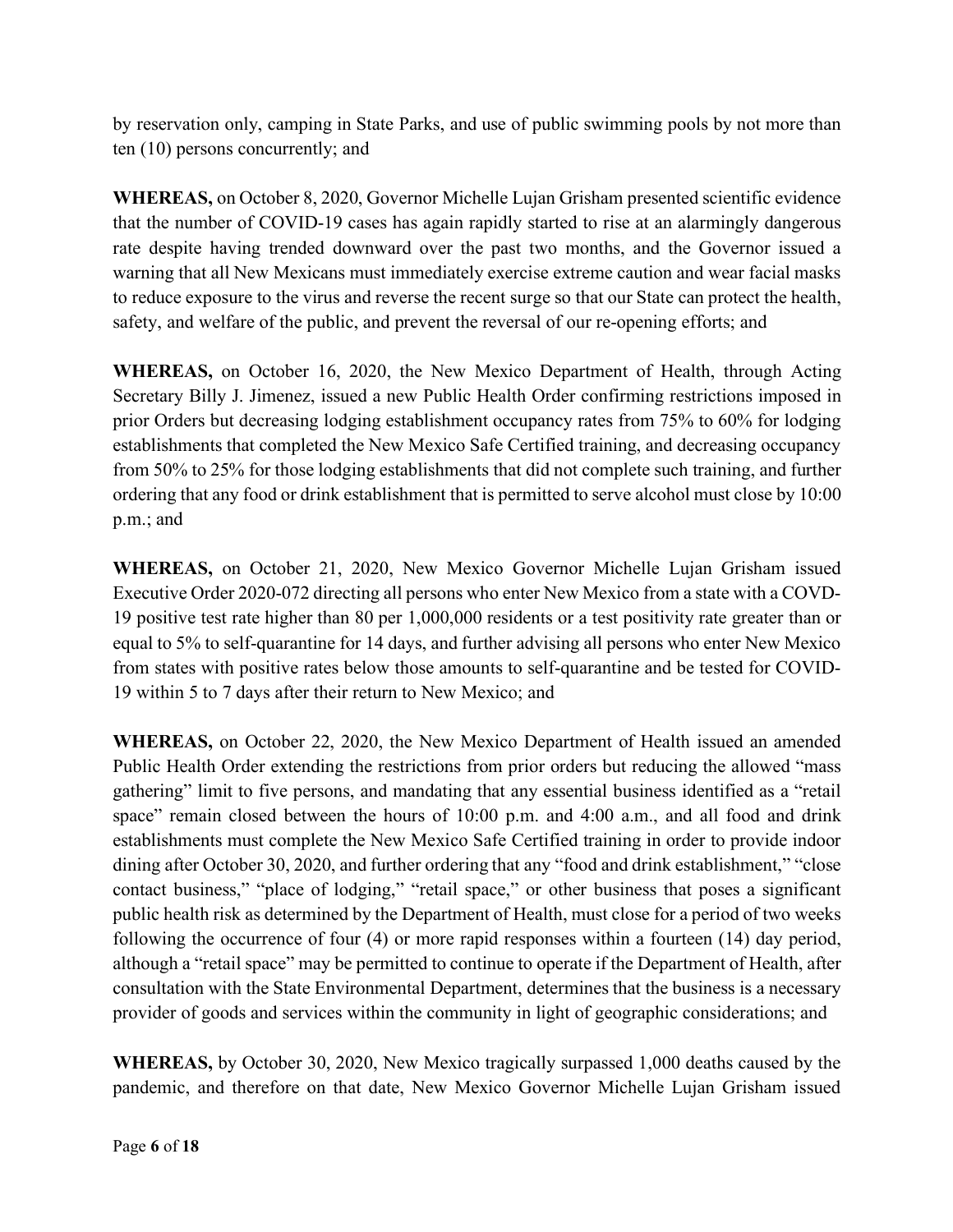by reservation only, camping in State Parks, and use of public swimming pools by not more than ten (10) persons concurrently; and

**WHEREAS,** on October 8, 2020, Governor Michelle Lujan Grisham presented scientific evidence that the number of COVID-19 cases has again rapidly started to rise at an alarmingly dangerous rate despite having trended downward over the past two months, and the Governor issued a warning that all New Mexicans must immediately exercise extreme caution and wear facial masks to reduce exposure to the virus and reverse the recent surge so that our State can protect the health, safety, and welfare of the public, and prevent the reversal of our re-opening efforts; and

**WHEREAS,** on October 16, 2020, the New Mexico Department of Health, through Acting Secretary Billy J. Jimenez, issued a new Public Health Order confirming restrictions imposed in prior Orders but decreasing lodging establishment occupancy rates from 75% to 60% for lodging establishments that completed the New Mexico Safe Certified training, and decreasing occupancy from 50% to 25% for those lodging establishments that did not complete such training, and further ordering that any food or drink establishment that is permitted to serve alcohol must close by 10:00 p.m.; and

**WHEREAS,** on October 21, 2020, New Mexico Governor Michelle Lujan Grisham issued Executive Order 2020-072 directing all persons who enter New Mexico from a state with a COVD-19 positive test rate higher than 80 per 1,000,000 residents or a test positivity rate greater than or equal to 5% to self-quarantine for 14 days, and further advising all persons who enter New Mexico from states with positive rates below those amounts to self-quarantine and be tested for COVID-19 within 5 to 7 days after their return to New Mexico; and

**WHEREAS,** on October 22, 2020, the New Mexico Department of Health issued an amended Public Health Order extending the restrictions from prior orders but reducing the allowed "mass gathering" limit to five persons, and mandating that any essential business identified as a "retail space" remain closed between the hours of 10:00 p.m. and 4:00 a.m., and all food and drink establishments must complete the New Mexico Safe Certified training in order to provide indoor dining after October 30, 2020, and further ordering that any "food and drink establishment," "close contact business," "place of lodging," "retail space," or other business that poses a significant public health risk as determined by the Department of Health, must close for a period of two weeks following the occurrence of four (4) or more rapid responses within a fourteen (14) day period, although a "retail space" may be permitted to continue to operate if the Department of Health, after consultation with the State Environmental Department, determines that the business is a necessary provider of goods and services within the community in light of geographic considerations; and

**WHEREAS,** by October 30, 2020, New Mexico tragically surpassed 1,000 deaths caused by the pandemic, and therefore on that date, New Mexico Governor Michelle Lujan Grisham issued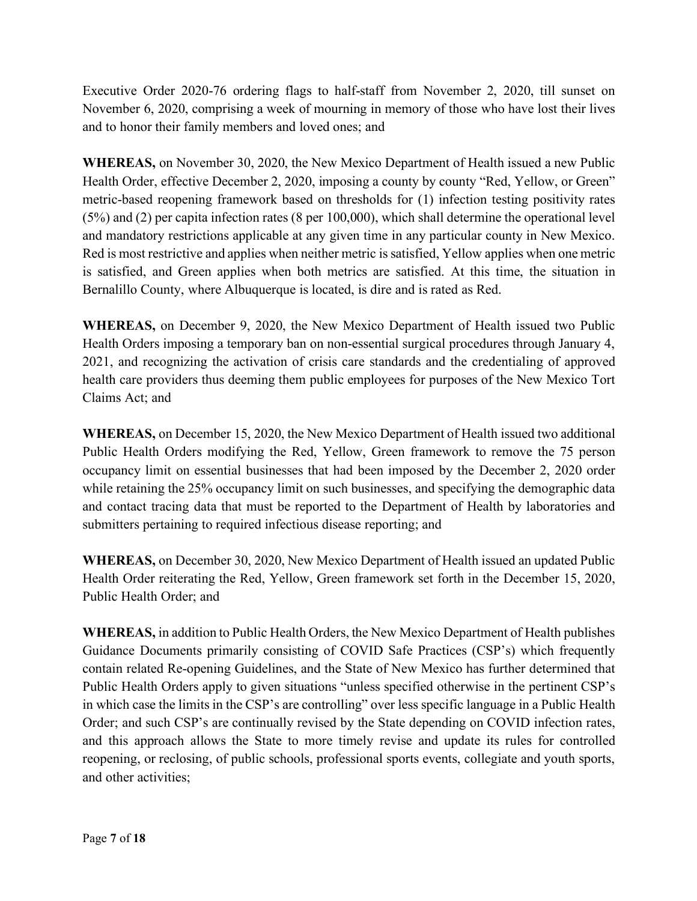Executive Order 2020-76 ordering flags to half-staff from November 2, 2020, till sunset on November 6, 2020, comprising a week of mourning in memory of those who have lost their lives and to honor their family members and loved ones; and

**WHEREAS,** on November 30, 2020, the New Mexico Department of Health issued a new Public Health Order, effective December 2, 2020, imposing a county by county "Red, Yellow, or Green" metric-based reopening framework based on thresholds for (1) infection testing positivity rates (5%) and (2) per capita infection rates (8 per 100,000), which shall determine the operational level and mandatory restrictions applicable at any given time in any particular county in New Mexico. Red is most restrictive and applies when neither metric is satisfied, Yellow applies when one metric is satisfied, and Green applies when both metrics are satisfied. At this time, the situation in Bernalillo County, where Albuquerque is located, is dire and is rated as Red.

**WHEREAS,** on December 9, 2020, the New Mexico Department of Health issued two Public Health Orders imposing a temporary ban on non-essential surgical procedures through January 4, 2021, and recognizing the activation of crisis care standards and the credentialing of approved health care providers thus deeming them public employees for purposes of the New Mexico Tort Claims Act; and

**WHEREAS,** on December 15, 2020, the New Mexico Department of Health issued two additional Public Health Orders modifying the Red, Yellow, Green framework to remove the 75 person occupancy limit on essential businesses that had been imposed by the December 2, 2020 order while retaining the 25% occupancy limit on such businesses, and specifying the demographic data and contact tracing data that must be reported to the Department of Health by laboratories and submitters pertaining to required infectious disease reporting; and

**WHEREAS,** on December 30, 2020, New Mexico Department of Health issued an updated Public Health Order reiterating the Red, Yellow, Green framework set forth in the December 15, 2020, Public Health Order; and

**WHEREAS,** in addition to Public Health Orders, the New Mexico Department of Health publishes Guidance Documents primarily consisting of COVID Safe Practices (CSP's) which frequently contain related Re-opening Guidelines, and the State of New Mexico has further determined that Public Health Orders apply to given situations "unless specified otherwise in the pertinent CSP's in which case the limits in the CSP's are controlling" over less specific language in a Public Health Order; and such CSP's are continually revised by the State depending on COVID infection rates, and this approach allows the State to more timely revise and update its rules for controlled reopening, or reclosing, of public schools, professional sports events, collegiate and youth sports, and other activities;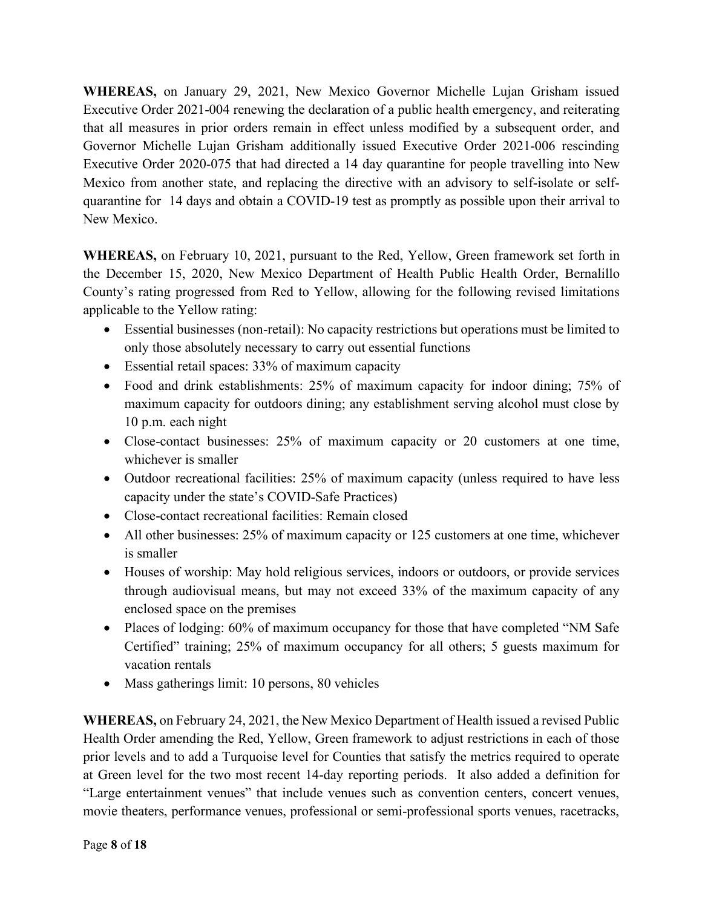**WHEREAS,** on January 29, 2021, New Mexico Governor Michelle Lujan Grisham issued Executive Order 2021-004 renewing the declaration of a public health emergency, and reiterating that all measures in prior orders remain in effect unless modified by a subsequent order, and Governor Michelle Lujan Grisham additionally issued Executive Order 2021-006 rescinding Executive Order 2020-075 that had directed a 14 day quarantine for people travelling into New Mexico from another state, and replacing the directive with an advisory to self-isolate or self-quarantine for 14 days and obtain a COVID-19 test as promptly as possible upon their arrival to New Mexico.

**WHEREAS,** on February 10, 2021, pursuant to the Red, Yellow, Green framework set forth in the December 15, 2020, New Mexico Department of Health Public Health Order, Bernalillo County's rating progressed from Red to Yellow, allowing for the following revised limitations applicable to the Yellow rating:

- Essential businesses (non-retail): No capacity restrictions but operations must be limited to only those absolutely necessary to carry out essential functions
- Essential retail spaces: 33% of maximum capacity
- Food and drink establishments: 25% of maximum capacity for indoor dining; 75% of maximum capacity for outdoors dining; any establishment serving alcohol must close by 10 p.m. each night
- Close-contact businesses: 25% of maximum capacity or 20 customers at one time, whichever is smaller
- Outdoor recreational facilities: 25% of maximum capacity (unless required to have less capacity under the state's COVID-Safe Practices)
- Close-contact recreational facilities: Remain closed
- All other businesses: 25% of maximum capacity or 125 customers at one time, whichever is smaller
- Houses of worship: May hold religious services, indoors or outdoors, or provide services through audiovisual means, but may not exceed 33% of the maximum capacity of any enclosed space on the premises
- Places of lodging: 60% of maximum occupancy for those that have completed "NM Safe Certified" training; 25% of maximum occupancy for all others; 5 guests maximum for vacation rentals
- Mass gatherings limit: 10 persons, 80 vehicles

**WHEREAS,** on February 24, 2021, the New Mexico Department of Health issued a revised Public Health Order amending the Red, Yellow, Green framework to adjust restrictions in each of those prior levels and to add a Turquoise level for Counties that satisfy the metrics required to operate at Green level for the two most recent 14-day reporting periods. It also added a definition for "Large entertainment venues" that include venues such as convention centers, concert venues, movie theaters, performance venues, professional or semi-professional sports venues, racetracks,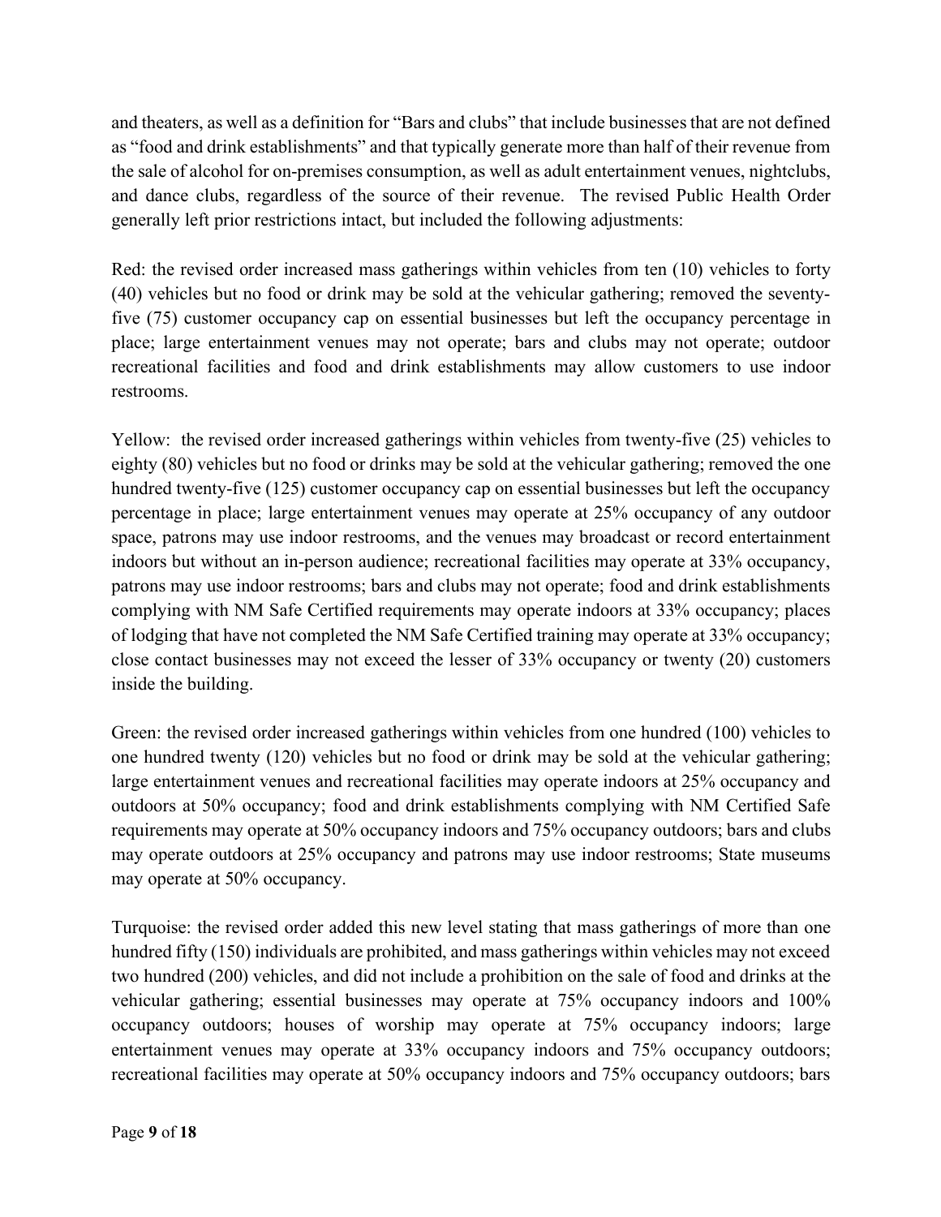and theaters, as well as a definition for "Bars and clubs" that include businesses that are not defined as "food and drink establishments" and that typically generate more than half of their revenue from the sale of alcohol for on-premises consumption, as well as adult entertainment venues, nightclubs, and dance clubs, regardless of the source of their revenue. The revised Public Health Order generally left prior restrictions intact, but included the following adjustments:

Red: the revised order increased mass gatherings within vehicles from ten (10) vehicles to forty (40) vehicles but no food or drink may be sold at the vehicular gathering; removed the seventy-five (75) customer occupancy cap on essential businesses but left the occupancy percentage in place; large entertainment venues may not operate; bars and clubs may not operate; outdoor recreational facilities and food and drink establishments may allow customers to use indoor restrooms.

Yellow: the revised order increased gatherings within vehicles from twenty-five (25) vehicles to eighty (80) vehicles but no food or drinks may be sold at the vehicular gathering; removed the one hundred twenty-five (125) customer occupancy cap on essential businesses but left the occupancy percentage in place; large entertainment venues may operate at 25% occupancy of any outdoor space, patrons may use indoor restrooms, and the venues may broadcast or record entertainment indoors but without an in-person audience; recreational facilities may operate at 33% occupancy, patrons may use indoor restrooms; bars and clubs may not operate; food and drink establishments complying with NM Safe Certified requirements may operate indoors at 33% occupancy; places of lodging that have not completed the NM Safe Certified training may operate at 33% occupancy; close contact businesses may not exceed the lesser of 33% occupancy or twenty (20) customers inside the building.

Green: the revised order increased gatherings within vehicles from one hundred (100) vehicles to one hundred twenty (120) vehicles but no food or drink may be sold at the vehicular gathering; large entertainment venues and recreational facilities may operate indoors at 25% occupancy and outdoors at 50% occupancy; food and drink establishments complying with NM Certified Safe requirements may operate at 50% occupancy indoors and 75% occupancy outdoors; bars and clubs may operate outdoors at 25% occupancy and patrons may use indoor restrooms; State museums may operate at 50% occupancy.

Turquoise: the revised order added this new level stating that mass gatherings of more than one hundred fifty (150) individuals are prohibited, and mass gatherings within vehicles may not exceed two hundred (200) vehicles, and did not include a prohibition on the sale of food and drinks at the vehicular gathering; essential businesses may operate at 75% occupancy indoors and 100% occupancy outdoors; houses of worship may operate at 75% occupancy indoors; large entertainment venues may operate at 33% occupancy indoors and 75% occupancy outdoors; recreational facilities may operate at 50% occupancy indoors and 75% occupancy outdoors; bars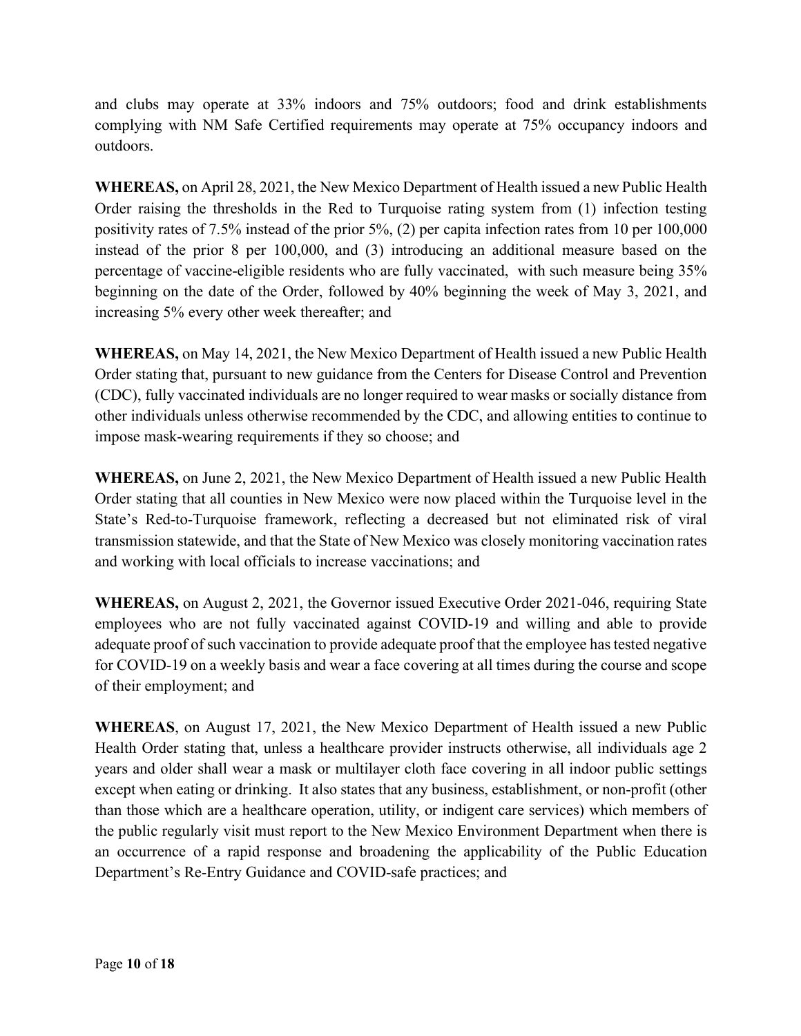and clubs may operate at 33% indoors and 75% outdoors; food and drink establishments complying with NM Safe Certified requirements may operate at 75% occupancy indoors and outdoors.

**WHEREAS,** on April 28, 2021, the New Mexico Department of Health issued a new Public Health Order raising the thresholds in the Red to Turquoise rating system from (1) infection testing positivity rates of 7.5% instead of the prior 5%, (2) per capita infection rates from 10 per 100,000 instead of the prior 8 per 100,000, and (3) introducing an additional measure based on the percentage of vaccine-eligible residents who are fully vaccinated, with such measure being 35% beginning on the date of the Order, followed by 40% beginning the week of May 3, 2021, and increasing 5% every other week thereafter; and

**WHEREAS,** on May 14, 2021, the New Mexico Department of Health issued a new Public Health Order stating that, pursuant to new guidance from the Centers for Disease Control and Prevention (CDC), fully vaccinated individuals are no longer required to wear masks or socially distance from other individuals unless otherwise recommended by the CDC, and allowing entities to continue to impose mask-wearing requirements if they so choose; and

**WHEREAS,** on June 2, 2021, the New Mexico Department of Health issued a new Public Health Order stating that all counties in New Mexico were now placed within the Turquoise level in the State's Red-to-Turquoise framework, reflecting a decreased but not eliminated risk of viral transmission statewide, and that the State of New Mexico was closely monitoring vaccination rates and working with local officials to increase vaccinations; and

**WHEREAS,** on August 2, 2021, the Governor issued Executive Order 2021-046, requiring State employees who are not fully vaccinated against COVID-19 and willing and able to provide adequate proof of such vaccination to provide adequate proof that the employee has tested negative for COVID-19 on a weekly basis and wear a face covering at all times during the course and scope of their employment; and

**WHEREAS**, on August 17, 2021, the New Mexico Department of Health issued a new Public Health Order stating that, unless a healthcare provider instructs otherwise, all individuals age 2 years and older shall wear a mask or multilayer cloth face covering in all indoor public settings except when eating or drinking. It also states that any business, establishment, or non-profit (other than those which are a healthcare operation, utility, or indigent care services) which members of the public regularly visit must report to the New Mexico Environment Department when there is an occurrence of a rapid response and broadening the applicability of the Public Education Department's Re-Entry Guidance and COVID-safe practices; and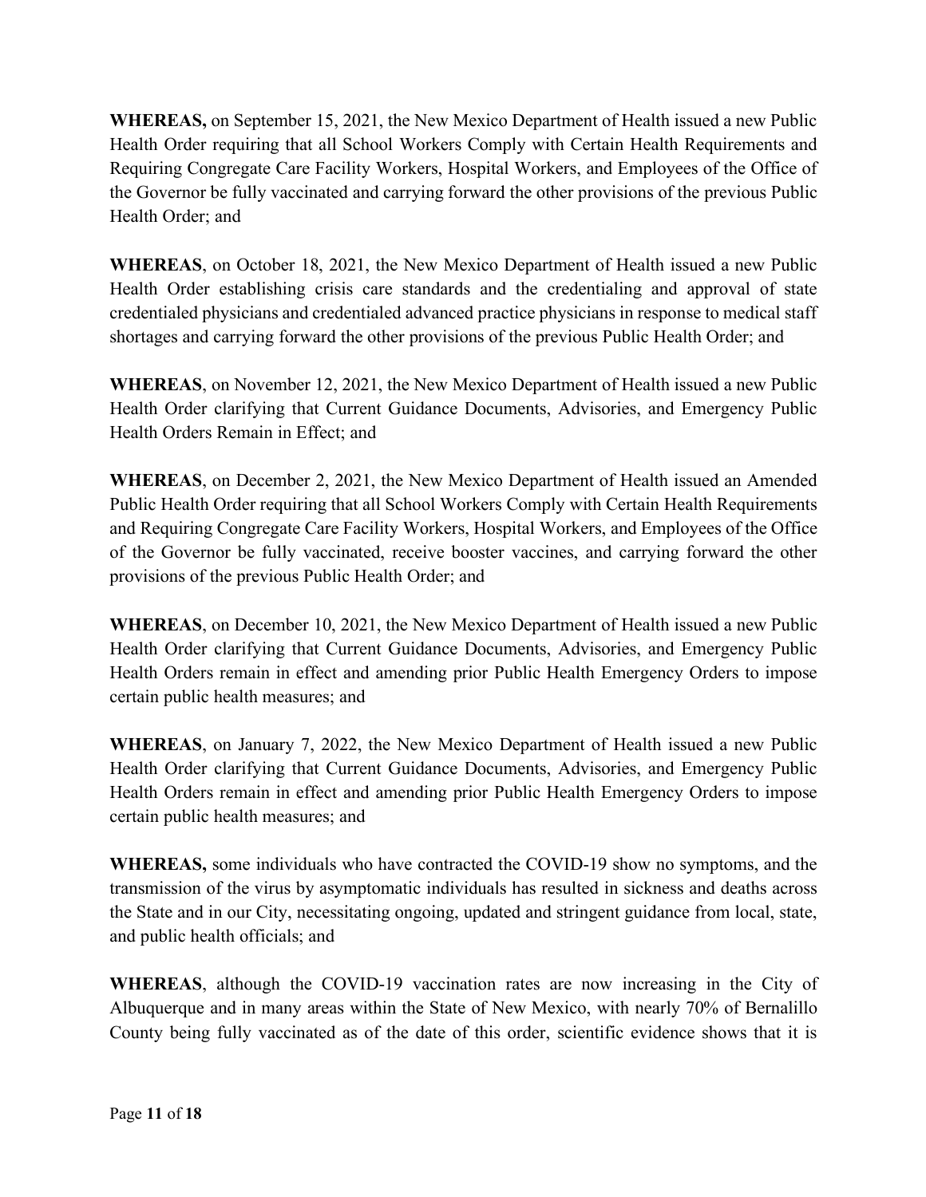**WHEREAS,** on September 15, 2021, the New Mexico Department of Health issued a new Public Health Order requiring that all School Workers Comply with Certain Health Requirements and Requiring Congregate Care Facility Workers, Hospital Workers, and Employees of the Office of the Governor be fully vaccinated and carrying forward the other provisions of the previous Public Health Order; and

**WHEREAS**, on October 18, 2021, the New Mexico Department of Health issued a new Public Health Order establishing crisis care standards and the credentialing and approval of state credentialed physicians and credentialed advanced practice physicians in response to medical staff shortages and carrying forward the other provisions of the previous Public Health Order; and

**WHEREAS**, on November 12, 2021, the New Mexico Department of Health issued a new Public Health Order clarifying that Current Guidance Documents, Advisories, and Emergency Public Health Orders Remain in Effect; and

**WHEREAS**, on December 2, 2021, the New Mexico Department of Health issued an Amended Public Health Order requiring that all School Workers Comply with Certain Health Requirements and Requiring Congregate Care Facility Workers, Hospital Workers, and Employees of the Office of the Governor be fully vaccinated, receive booster vaccines, and carrying forward the other provisions of the previous Public Health Order; and

**WHEREAS**, on December 10, 2021, the New Mexico Department of Health issued a new Public Health Order clarifying that Current Guidance Documents, Advisories, and Emergency Public Health Orders remain in effect and amending prior Public Health Emergency Orders to impose certain public health measures; and

**WHEREAS**, on January 7, 2022, the New Mexico Department of Health issued a new Public Health Order clarifying that Current Guidance Documents, Advisories, and Emergency Public Health Orders remain in effect and amending prior Public Health Emergency Orders to impose certain public health measures; and

**WHEREAS,** some individuals who have contracted the COVID-19 show no symptoms, and the transmission of the virus by asymptomatic individuals has resulted in sickness and deaths across the State and in our City, necessitating ongoing, updated and stringent guidance from local, state, and public health officials; and

**WHEREAS**, although the COVID-19 vaccination rates are now increasing in the City of Albuquerque and in many areas within the State of New Mexico, with nearly 70% of Bernalillo County being fully vaccinated as of the date of this order, scientific evidence shows that it is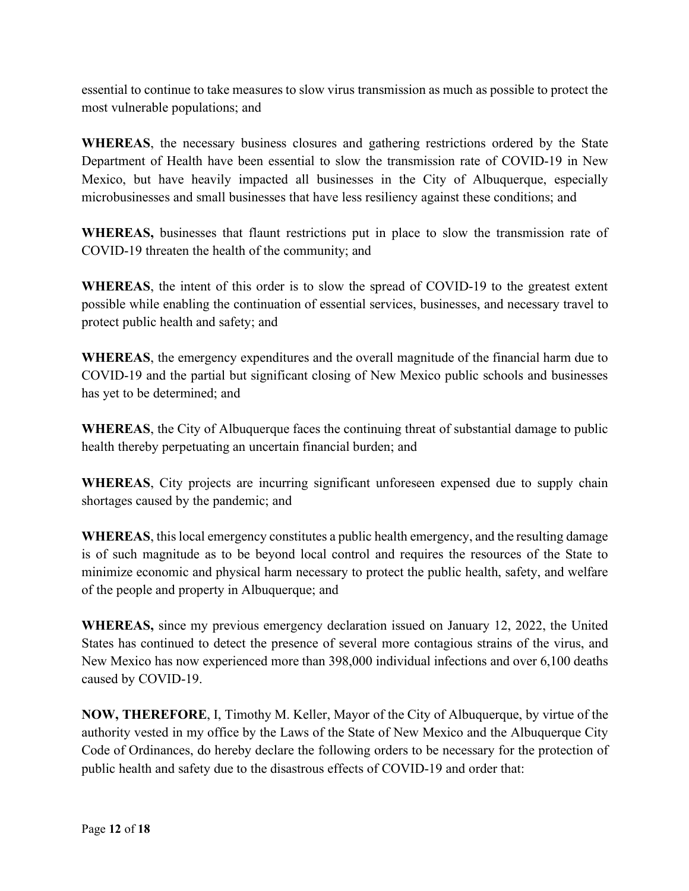essential to continue to take measures to slow virus transmission as much as possible to protect the most vulnerable populations; and

**WHEREAS**, the necessary business closures and gathering restrictions ordered by the State Department of Health have been essential to slow the transmission rate of COVID-19 in New Mexico, but have heavily impacted all businesses in the City of Albuquerque, especially microbusinesses and small businesses that have less resiliency against these conditions; and

**WHEREAS,** businesses that flaunt restrictions put in place to slow the transmission rate of COVID-19 threaten the health of the community; and

**WHEREAS**, the intent of this order is to slow the spread of COVID-19 to the greatest extent possible while enabling the continuation of essential services, businesses, and necessary travel to protect public health and safety; and

**WHEREAS**, the emergency expenditures and the overall magnitude of the financial harm due to COVID-19 and the partial but significant closing of New Mexico public schools and businesses has yet to be determined; and

**WHEREAS**, the City of Albuquerque faces the continuing threat of substantial damage to public health thereby perpetuating an uncertain financial burden; and

**WHEREAS**, City projects are incurring significant unforeseen expensed due to supply chain shortages caused by the pandemic; and

**WHEREAS**, this local emergency constitutes a public health emergency, and the resulting damage is of such magnitude as to be beyond local control and requires the resources of the State to minimize economic and physical harm necessary to protect the public health, safety, and welfare of the people and property in Albuquerque; and

**WHEREAS,** since my previous emergency declaration issued on January 12, 2022, the United States has continued to detect the presence of several more contagious strains of the virus, and New Mexico has now experienced more than 398,000 individual infections and over 6,100 deaths caused by COVID-19.

**NOW, THEREFORE**, I, Timothy M. Keller, Mayor of the City of Albuquerque, by virtue of the authority vested in my office by the Laws of the State of New Mexico and the Albuquerque City Code of Ordinances, do hereby declare the following orders to be necessary for the protection of public health and safety due to the disastrous effects of COVID-19 and order that: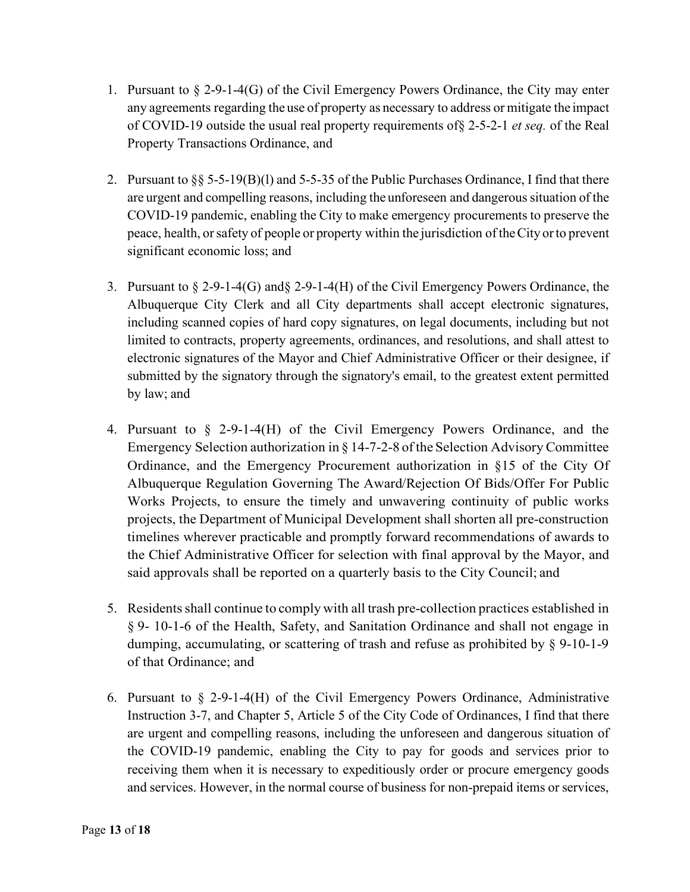1. Pursuant to § 2-9-1-4(G) of the Civil Emergency Powers Ordinance, the City may enter any agreements regarding the use of property as necessary to address or mitigate the impact of COVID-19 outside the usual real property requirements of§ 2-5-2-1 *et seq.* of the Real Property Transactions Ordinance, and

2. Pursuant to §§ 5-5-19(B)(l) and 5-5-35 of the Public Purchases Ordinance, I find that there are urgent and compelling reasons, including the unforeseen and dangerous situation of the COVID-19 pandemic, enabling the City to make emergency procurements to preserve the peace, health, or safety of people or property within the jurisdiction of the City or to prevent significant economic loss; and

3. Pursuant to § 2-9-1-4(G) and§ 2-9-1-4(H) of the Civil Emergency Powers Ordinance, the Albuquerque City Clerk and all City departments shall accept electronic signatures, including scanned copies of hard copy signatures, on legal documents, including but not limited to contracts, property agreements, ordinances, and resolutions, and shall attest to electronic signatures of the Mayor and Chief Administrative Officer or their designee, if submitted by the signatory through the signatory's email, to the greatest extent permitted by law; and

4. Pursuant to § 2-9-1-4(H) of the Civil Emergency Powers Ordinance, and the Emergency Selection authorization in § 14-7-2-8 of the Selection Advisory Committee Ordinance, and the Emergency Procurement authorization in §15 of the City Of Albuquerque Regulation Governing The Award/Rejection Of Bids/Offer For Public Works Projects, to ensure the timely and unwavering continuity of public works projects, the Department of Municipal Development shall shorten all pre-construction timelines wherever practicable and promptly forward recommendations of awards to the Chief Administrative Officer for selection with final approval by the Mayor, and said approvals shall be reported on a quarterly basis to the City Council; and

5. Residents shall continue to comply with all trash pre-collection practices established in § 9- 10-1-6 of the Health, Safety, and Sanitation Ordinance and shall not engage in dumping, accumulating, or scattering of trash and refuse as prohibited by § 9-10-1-9 of that Ordinance; and

6. Pursuant to § 2-9-1-4(H) of the Civil Emergency Powers Ordinance, Administrative Instruction 3-7, and Chapter 5, Article 5 of the City Code of Ordinances, I find that there are urgent and compelling reasons, including the unforeseen and dangerous situation of the COVID-19 pandemic, enabling the City to pay for goods and services prior to receiving them when it is necessary to expeditiously order or procure emergency goods and services. However, in the normal course of business for non-prepaid items or services,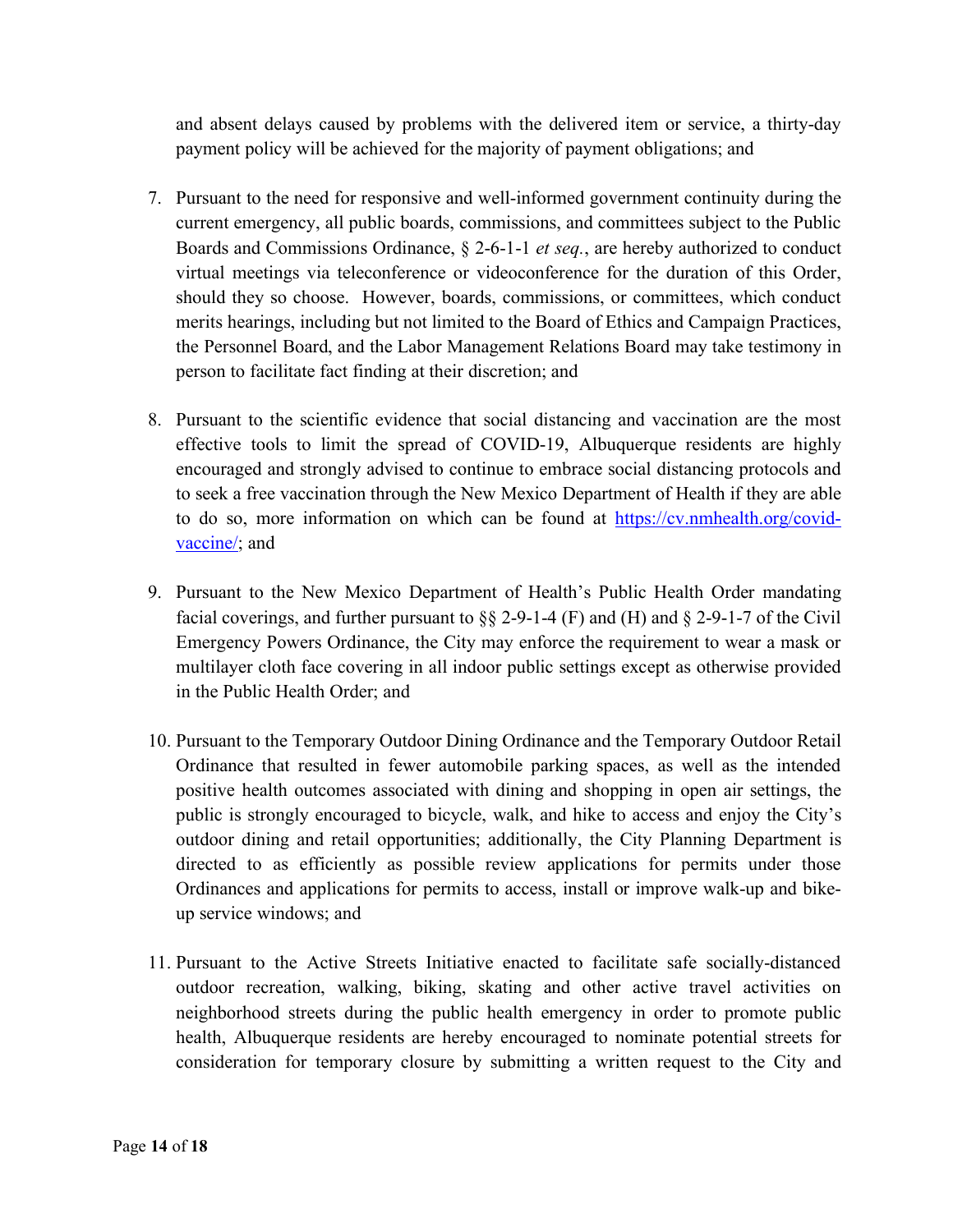and absent delays caused by problems with the delivered item or service, a thirty-day payment policy will be achieved for the majority of payment obligations; and

7. Pursuant to the need for responsive and well-informed government continuity during the current emergency, all public boards, commissions, and committees subject to the Public Boards and Commissions Ordinance, § 2-6-1-1 *et seq.*, are hereby authorized to conduct virtual meetings via teleconference or videoconference for the duration of this Order, should they so choose. However, boards, commissions, or committees, which conduct merits hearings, including but not limited to the Board of Ethics and Campaign Practices, the Personnel Board, and the Labor Management Relations Board may take testimony in person to facilitate fact finding at their discretion; and

8. Pursuant to the scientific evidence that social distancing and vaccination are the most effective tools to limit the spread of COVID-19, Albuquerque residents are highly encouraged and strongly advised to continue to embrace social distancing protocols and to seek a free vaccination through the New Mexico Department of Health if they are able to do so, more information on which can be found at [https://cv.nmhealth.org/covid-vaccine/](https://cv.nmhealth.org/covid-vaccine/); and

9. Pursuant to the New Mexico Department of Health's Public Health Order mandating facial coverings, and further pursuant to §§ 2-9-1-4 (F) and (H) and § 2-9-1-7 of the Civil Emergency Powers Ordinance, the City may enforce the requirement to wear a mask or multilayer cloth face covering in all indoor public settings except as otherwise provided in the Public Health Order; and

10. Pursuant to the Temporary Outdoor Dining Ordinance and the Temporary Outdoor Retail Ordinance that resulted in fewer automobile parking spaces, as well as the intended positive health outcomes associated with dining and shopping in open air settings, the public is strongly encouraged to bicycle, walk, and hike to access and enjoy the City's outdoor dining and retail opportunities; additionally, the City Planning Department is directed to as efficiently as possible review applications for permits under those Ordinances and applications for permits to access, install or improve walk-up and bike-up service windows; and

11. Pursuant to the Active Streets Initiative enacted to facilitate safe socially-distanced outdoor recreation, walking, biking, skating and other active travel activities on neighborhood streets during the public health emergency in order to promote public health, Albuquerque residents are hereby encouraged to nominate potential streets for consideration for temporary closure by submitting a written request to the City and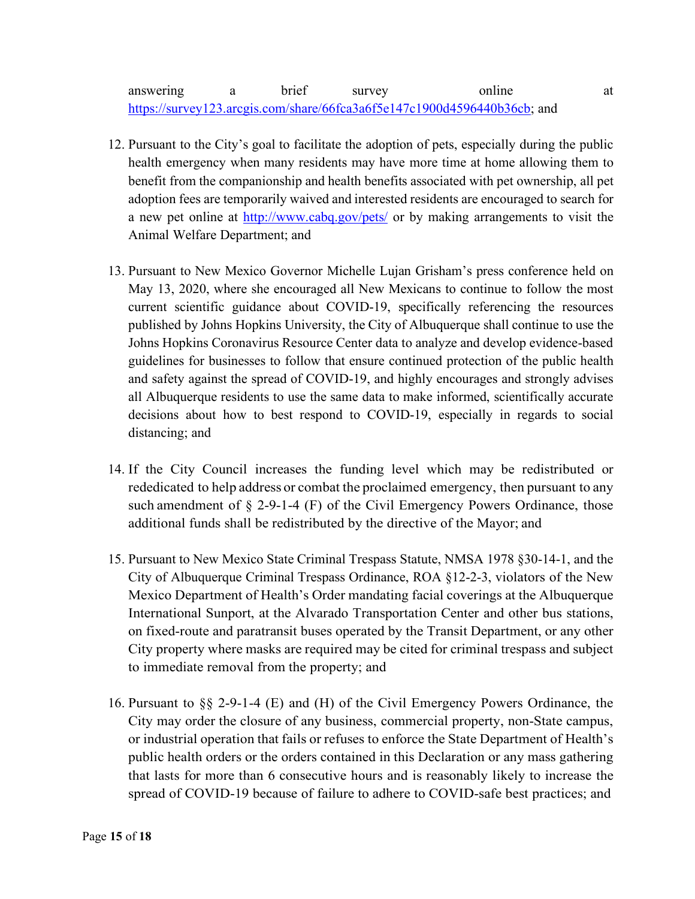answering a brief survey online at https://survey123.arcgis.com/share/66fca3a6f5e147c1900d4596440b36cb; and

12. Pursuant to the City's goal to facilitate the adoption of pets, especially during the public health emergency when many residents may have more time at home allowing them to benefit from the companionship and health benefits associated with pet ownership, all pet adoption fees are temporarily waived and interested residents are encouraged to search for a new pet online at http://www.cabq.gov/pets/ or by making arrangements to visit the Animal Welfare Department; and

13. Pursuant to New Mexico Governor Michelle Lujan Grisham's press conference held on May 13, 2020, where she encouraged all New Mexicans to continue to follow the most current scientific guidance about COVID-19, specifically referencing the resources published by Johns Hopkins University, the City of Albuquerque shall continue to use the Johns Hopkins Coronavirus Resource Center data to analyze and develop evidence-based guidelines for businesses to follow that ensure continued protection of the public health and safety against the spread of COVID-19, and highly encourages and strongly advises all Albuquerque residents to use the same data to make informed, scientifically accurate decisions about how to best respond to COVID-19, especially in regards to social distancing; and

14. If the City Council increases the funding level which may be redistributed or rededicated to help address or combat the proclaimed emergency, then pursuant to any such amendment of § 2-9-1-4 (F) of the Civil Emergency Powers Ordinance, those additional funds shall be redistributed by the directive of the Mayor; and

15. Pursuant to New Mexico State Criminal Trespass Statute, NMSA 1978 §30-14-1, and the City of Albuquerque Criminal Trespass Ordinance, ROA §12-2-3, violators of the New Mexico Department of Health's Order mandating facial coverings at the Albuquerque International Sunport, at the Alvarado Transportation Center and other bus stations, on fixed-route and paratransit buses operated by the Transit Department, or any other City property where masks are required may be cited for criminal trespass and subject to immediate removal from the property; and

16. Pursuant to §§ 2-9-1-4 (E) and (H) of the Civil Emergency Powers Ordinance, the City may order the closure of any business, commercial property, non-State campus, or industrial operation that fails or refuses to enforce the State Department of Health's public health orders or the orders contained in this Declaration or any mass gathering that lasts for more than 6 consecutive hours and is reasonably likely to increase the spread of COVID-19 because of failure to adhere to COVID-safe best practices; and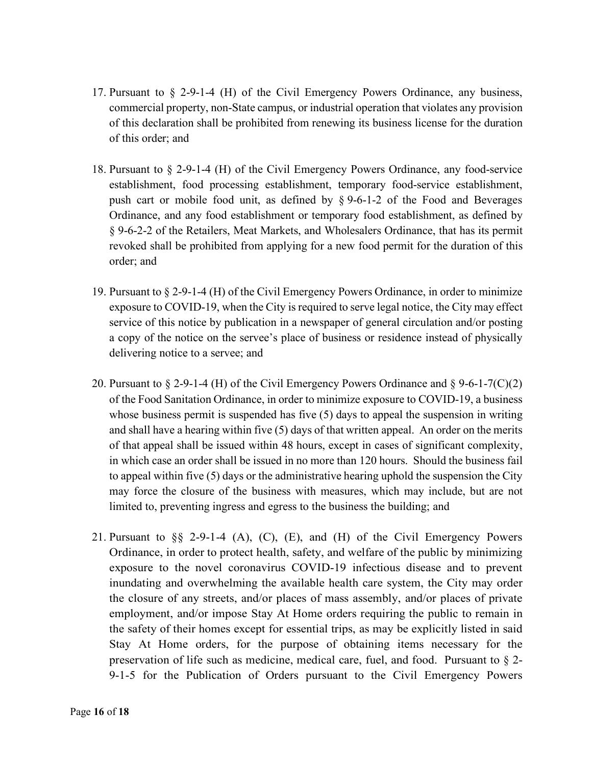17. Pursuant to § 2-9-1-4 (H) of the Civil Emergency Powers Ordinance, any business, commercial property, non-State campus, or industrial operation that violates any provision of this declaration shall be prohibited from renewing its business license for the duration of this order; and

18. Pursuant to § 2-9-1-4 (H) of the Civil Emergency Powers Ordinance, any food-service establishment, food processing establishment, temporary food-service establishment, push cart or mobile food unit, as defined by § 9-6-1-2 of the Food and Beverages Ordinance, and any food establishment or temporary food establishment, as defined by § 9-6-2-2 of the Retailers, Meat Markets, and Wholesalers Ordinance, that has its permit revoked shall be prohibited from applying for a new food permit for the duration of this order; and

19. Pursuant to § 2-9-1-4 (H) of the Civil Emergency Powers Ordinance, in order to minimize exposure to COVID-19, when the City is required to serve legal notice, the City may effect service of this notice by publication in a newspaper of general circulation and/or posting a copy of the notice on the servee's place of business or residence instead of physically delivering notice to a servee; and

20. Pursuant to § 2-9-1-4 (H) of the Civil Emergency Powers Ordinance and § 9-6-1-7(C)(2) of the Food Sanitation Ordinance, in order to minimize exposure to COVID-19, a business whose business permit is suspended has five (5) days to appeal the suspension in writing and shall have a hearing within five (5) days of that written appeal. An order on the merits of that appeal shall be issued within 48 hours, except in cases of significant complexity, in which case an order shall be issued in no more than 120 hours. Should the business fail to appeal within five (5) days or the administrative hearing uphold the suspension the City may force the closure of the business with measures, which may include, but are not limited to, preventing ingress and egress to the business the building; and

21. Pursuant to §§ 2-9-1-4 (A), (C), (E), and (H) of the Civil Emergency Powers Ordinance, in order to protect health, safety, and welfare of the public by minimizing exposure to the novel coronavirus COVID-19 infectious disease and to prevent inundating and overwhelming the available health care system, the City may order the closure of any streets, and/or places of mass assembly, and/or places of private employment, and/or impose Stay At Home orders requiring the public to remain in the safety of their homes except for essential trips, as may be explicitly listed in said Stay At Home orders, for the purpose of obtaining items necessary for the preservation of life such as medicine, medical care, fuel, and food. Pursuant to § 2-9-1-5 for the Publication of Orders pursuant to the Civil Emergency Powers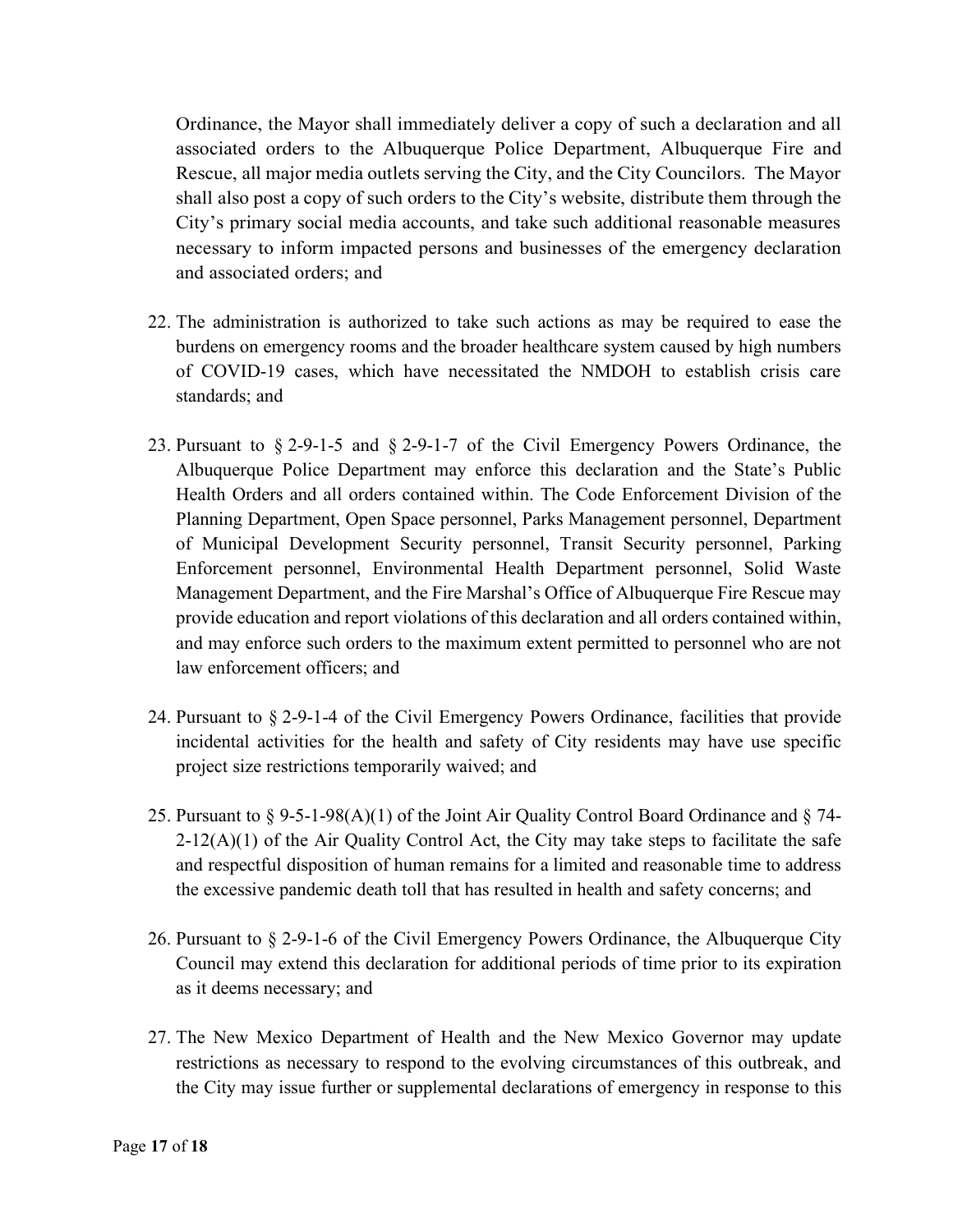Ordinance, the Mayor shall immediately deliver a copy of such a declaration and all associated orders to the Albuquerque Police Department, Albuquerque Fire and Rescue, all major media outlets serving the City, and the City Councilors. The Mayor shall also post a copy of such orders to the City's website, distribute them through the City's primary social media accounts, and take such additional reasonable measures necessary to inform impacted persons and businesses of the emergency declaration and associated orders; and

22. The administration is authorized to take such actions as may be required to ease the burdens on emergency rooms and the broader healthcare system caused by high numbers of COVID-19 cases, which have necessitated the NMDOH to establish crisis care standards; and

23. Pursuant to § 2-9-1-5 and § 2-9-1-7 of the Civil Emergency Powers Ordinance, the Albuquerque Police Department may enforce this declaration and the State's Public Health Orders and all orders contained within. The Code Enforcement Division of the Planning Department, Open Space personnel, Parks Management personnel, Department of Municipal Development Security personnel, Transit Security personnel, Parking Enforcement personnel, Environmental Health Department personnel, Solid Waste Management Department, and the Fire Marshal's Office of Albuquerque Fire Rescue may provide education and report violations of this declaration and all orders contained within, and may enforce such orders to the maximum extent permitted to personnel who are not law enforcement officers; and

24. Pursuant to § 2-9-1-4 of the Civil Emergency Powers Ordinance, facilities that provide incidental activities for the health and safety of City residents may have use specific project size restrictions temporarily waived; and

25. Pursuant to § 9-5-1-98(A)(1) of the Joint Air Quality Control Board Ordinance and § 74-2-12(A)(1) of the Air Quality Control Act, the City may take steps to facilitate the safe and respectful disposition of human remains for a limited and reasonable time to address the excessive pandemic death toll that has resulted in health and safety concerns; and

26. Pursuant to § 2-9-1-6 of the Civil Emergency Powers Ordinance, the Albuquerque City Council may extend this declaration for additional periods of time prior to its expiration as it deems necessary; and

27. The New Mexico Department of Health and the New Mexico Governor may update restrictions as necessary to respond to the evolving circumstances of this outbreak, and the City may issue further or supplemental declarations of emergency in response to this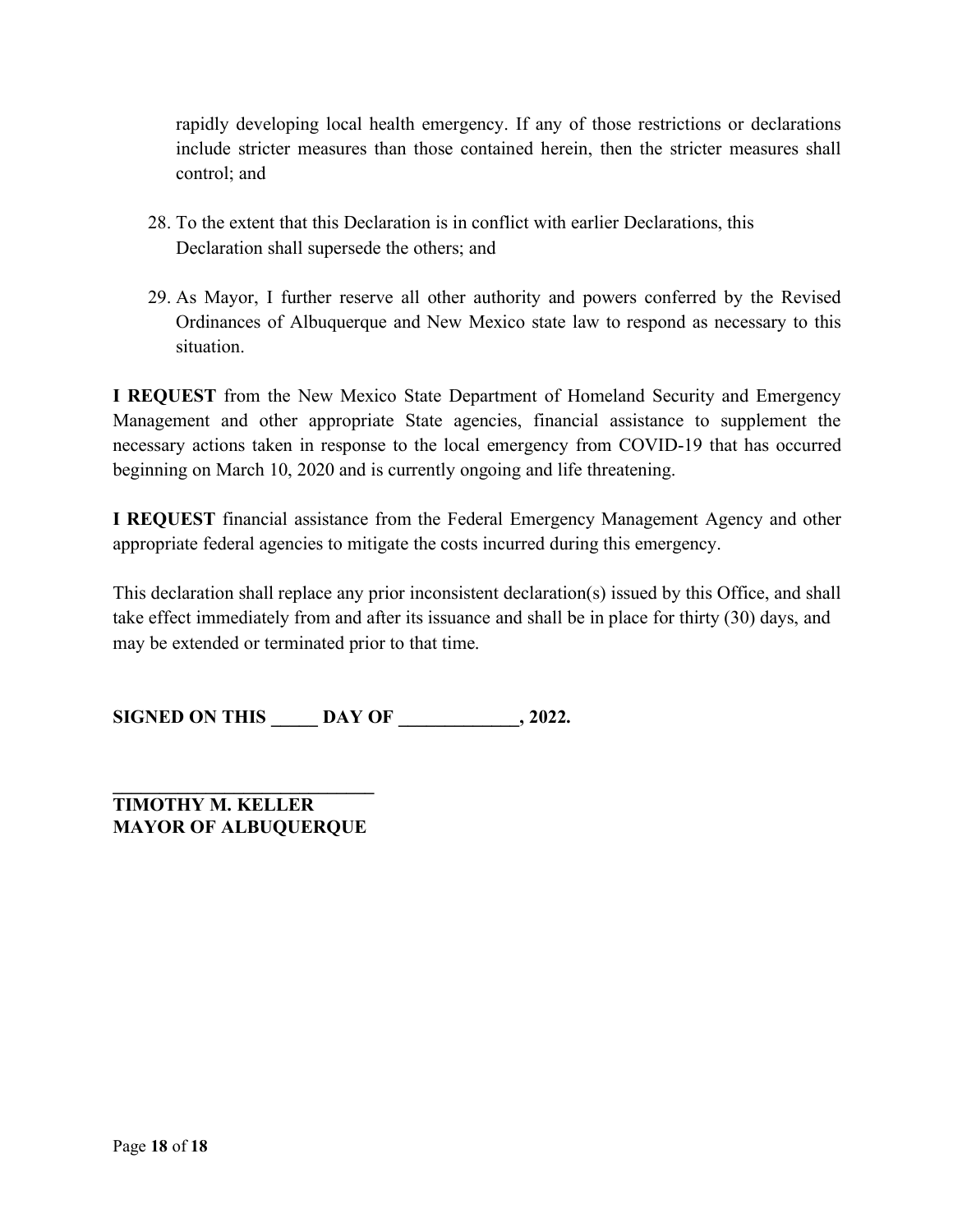rapidly developing local health emergency. If any of those restrictions or declarations include stricter measures than those contained herein, then the stricter measures shall control; and

28. To the extent that this Declaration is in conflict with earlier Declarations, this Declaration shall supersede the others; and

29. As Mayor, I further reserve all other authority and powers conferred by the Revised Ordinances of Albuquerque and New Mexico state law to respond as necessary to this situation.

**I REQUEST** from the New Mexico State Department of Homeland Security and Emergency Management and other appropriate State agencies, financial assistance to supplement the necessary actions taken in response to the local emergency from COVID-19 that has occurred beginning on March 10, 2020 and is currently ongoing and life threatening.

**I REQUEST** financial assistance from the Federal Emergency Management Agency and other appropriate federal agencies to mitigate the costs incurred during this emergency.

This declaration shall replace any prior inconsistent declaration(s) issued by this Office, and shall take effect immediately from and after its issuance and shall be in place for thirty (30) days, and may be extended or terminated prior to that time.

**SIGNED ON THIS _____ DAY OF _____________, 2022.**

**_____________________________**
**TIMOTHY M. KELLER**
**MAYOR OF ALBUQUERQUE**